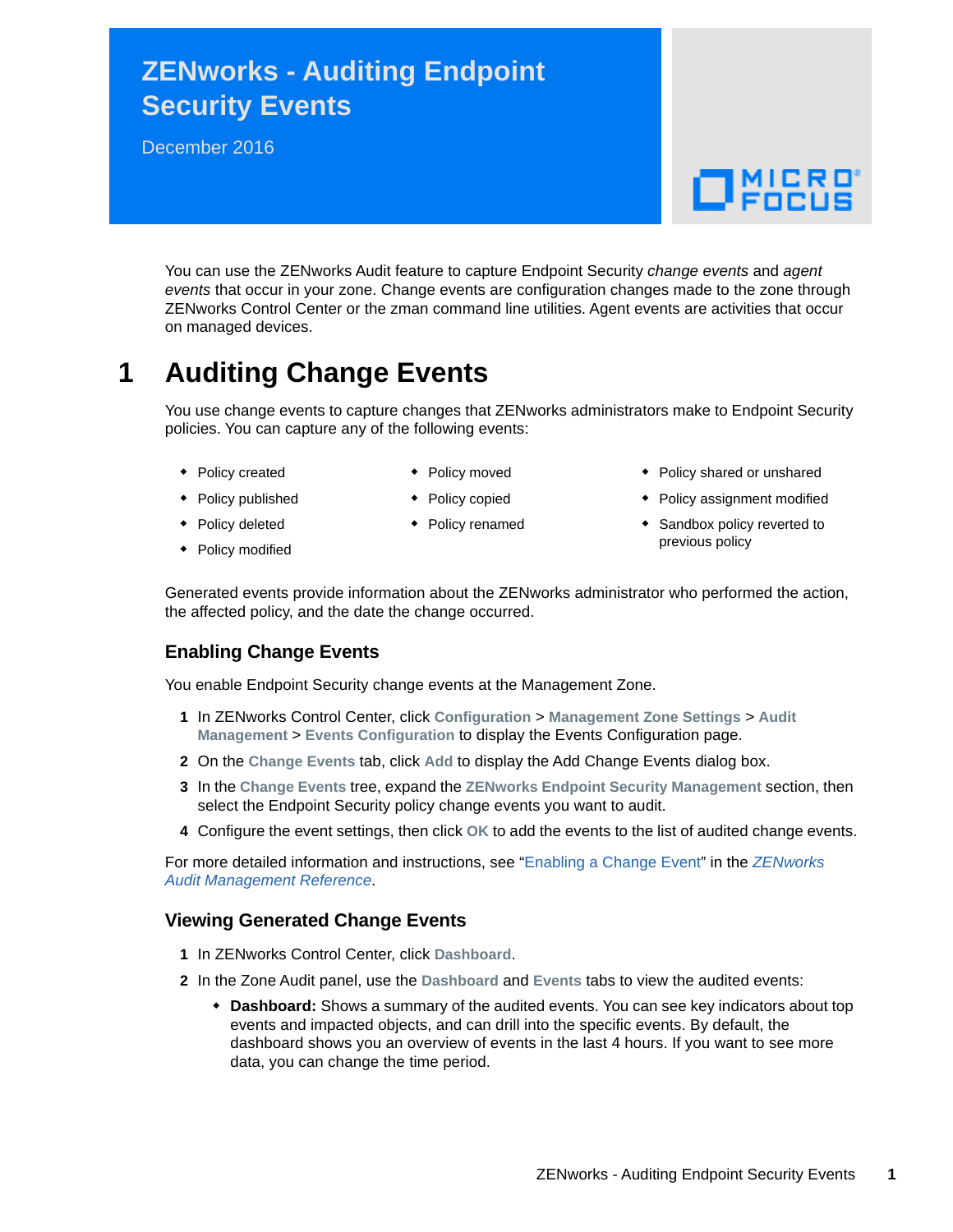# ZENworks - Auditing Endpoint Security Events

December 2016

You can use the ZENworks Audit feature to capture Endpoint Security *change events* and *agent events* that occur in your zone. Change events are configuration changes made to the zone through ZENworks Control Center or the zman command line utilities. Agent events are activities that occur on managed devices.

## 1 Auditing Change Events

You use change events to capture changes that ZENworks administrators make to Endpoint Security policies. You can capture any of the following events:

- Policy created
- Policy published
- Policy deleted
- Policy modified
- Policy moved
- Policy copied
- Policy renamed
- Policy shared or unshared
- Policy assignment modified
- Sandbox policy reverted to previous policy

Generated events provide information about the ZENworks administrator who performed the action, the affected policy, and the date the change occurred.

### Enabling Change Events

You enable Endpoint Security change events at the Management Zone.

1. In ZENworks Control Center, click **Configuration** > **Management Zone Settings** > **Audit Management** > **Events Configuration** to display the Events Configuration page.
2. On the **Change Events** tab, click **Add** to display the Add Change Events dialog box.
3. In the **Change Events** tree, expand the **ZENworks Endpoint Security Management** section, then select the Endpoint Security policy change events you want to audit.
4. Configure the event settings, then click **OK** to add the events to the list of audited change events.

For more detailed information and instructions, see "Enabling a Change Event" in the *ZENworks Audit Management Reference*.

### Viewing Generated Change Events

1. In ZENworks Control Center, click **Dashboard**.
2. In the Zone Audit panel, use the **Dashboard** and **Events** tabs to view the audited events:
   - **Dashboard:** Shows a summary of the audited events. You can see key indicators about top events and impacted objects, and can drill into the specific events. By default, the dashboard shows you an overview of events in the last 4 hours. If you want to see more data, you can change the time period.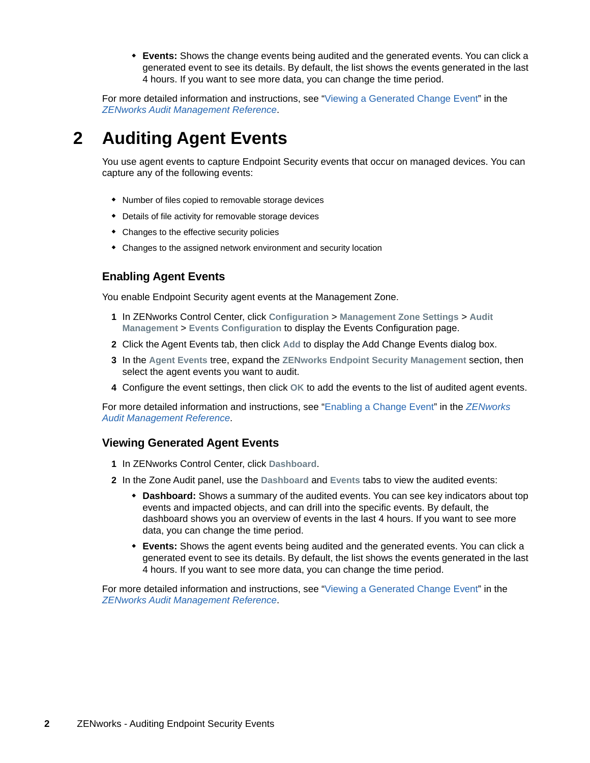- **Events:** Shows the change events being audited and the generated events. You can click a generated event to see its details. By default, the list shows the events generated in the last 4 hours. If you want to see more data, you can change the time period.

For more detailed information and instructions, see "Viewing a Generated Change Event" in the *ZENworks Audit Management Reference*.

# 2 Auditing Agent Events

You use agent events to capture Endpoint Security events that occur on managed devices. You can capture any of the following events:

- Number of files copied to removable storage devices
- Details of file activity for removable storage devices
- Changes to the effective security policies
- Changes to the assigned network environment and security location

## Enabling Agent Events

You enable Endpoint Security agent events at the Management Zone.

1. In ZENworks Control Center, click **Configuration** > **Management Zone Settings** > **Audit Management** > **Events Configuration** to display the Events Configuration page.
2. Click the Agent Events tab, then click **Add** to display the Add Change Events dialog box.
3. In the **Agent Events** tree, expand the **ZENworks Endpoint Security Management** section, then select the agent events you want to audit.
4. Configure the event settings, then click **OK** to add the events to the list of audited agent events.

For more detailed information and instructions, see "Enabling a Change Event" in the *ZENworks Audit Management Reference*.

## Viewing Generated Agent Events

1. In ZENworks Control Center, click **Dashboard**.
2. In the Zone Audit panel, use the **Dashboard** and **Events** tabs to view the audited events:
   - **Dashboard:** Shows a summary of the audited events. You can see key indicators about top events and impacted objects, and can drill into the specific events. By default, the dashboard shows you an overview of events in the last 4 hours. If you want to see more data, you can change the time period.
   - **Events:** Shows the agent events being audited and the generated events. You can click a generated event to see its details. By default, the list shows the events generated in the last 4 hours. If you want to see more data, you can change the time period.

For more detailed information and instructions, see "Viewing a Generated Change Event" in the *ZENworks Audit Management Reference*.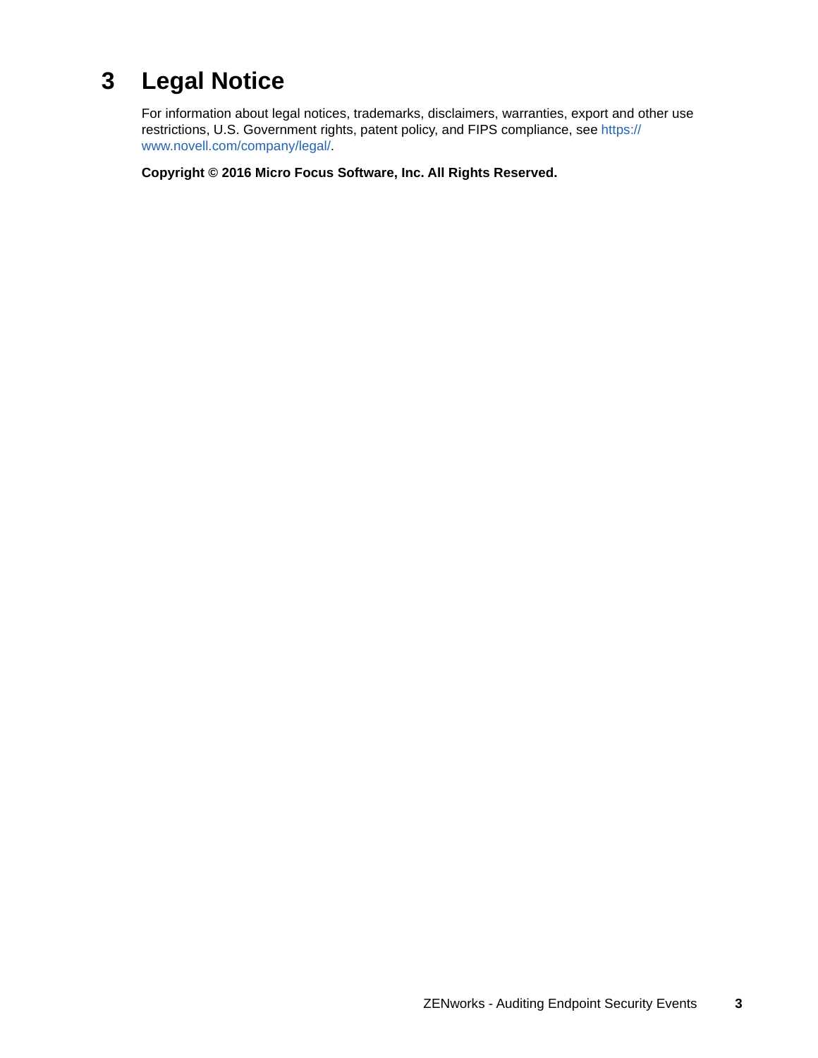# 3 Legal Notice

For information about legal notices, trademarks, disclaimers, warranties, export and other use restrictions, U.S. Government rights, patent policy, and FIPS compliance, see https://www.novell.com/company/legal/.

**Copyright © 2016 Micro Focus Software, Inc. All Rights Reserved.**